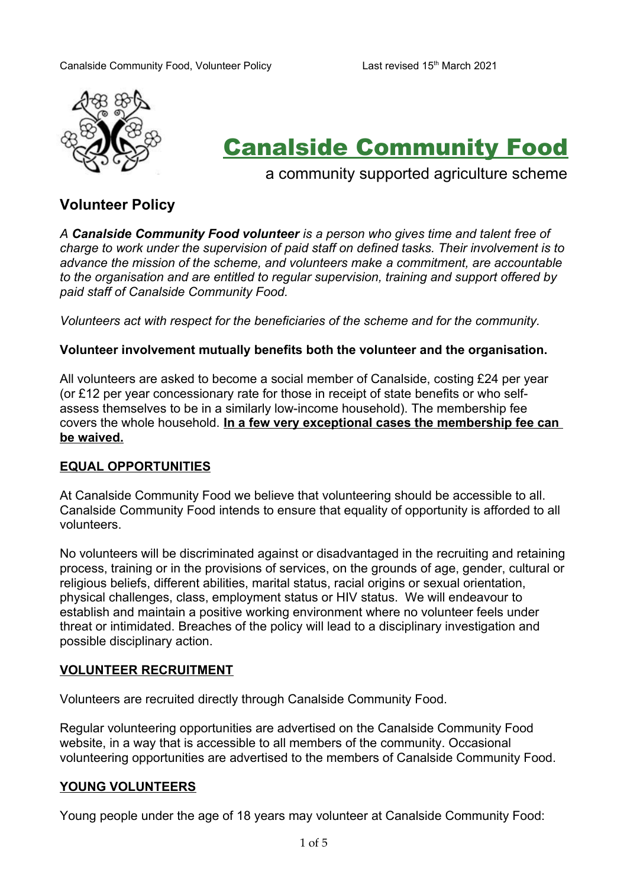# Canalside Community Food

a community supported agriculture scheme

## Volunteer Policy

*A **Canalside Community Food volunteer** is a person who gives time and talent free of charge to work under the supervision of paid staff on defined tasks. Their involvement is to advance the mission of the scheme, and volunteers make a commitment, are accountable to the organisation and are entitled to regular supervision, training and support offered by paid staff of Canalside Community Food.*

*Volunteers act with respect for the beneficiaries of the scheme and for the community.*

**Volunteer involvement mutually benefits both the volunteer and the organisation.**

All volunteers are asked to become a social member of Canalside, costing £24 per year (or £12 per year concessionary rate for those in receipt of state benefits or who self-assess themselves to be in a similarly low-income household). The membership fee covers the whole household. **In a few very exceptional cases the membership fee can be waived.**

### EQUAL OPPORTUNITIES

At Canalside Community Food we believe that volunteering should be accessible to all. Canalside Community Food intends to ensure that equality of opportunity is afforded to all volunteers.

No volunteers will be discriminated against or disadvantaged in the recruiting and retaining process, training or in the provisions of services, on the grounds of age, gender, cultural or religious beliefs, different abilities, marital status, racial origins or sexual orientation, physical challenges, class, employment status or HIV status. We will endeavour to establish and maintain a positive working environment where no volunteer feels under threat or intimidated. Breaches of the policy will lead to a disciplinary investigation and possible disciplinary action.

### VOLUNTEER RECRUITMENT

Volunteers are recruited directly through Canalside Community Food.

Regular volunteering opportunities are advertised on the Canalside Community Food website, in a way that is accessible to all members of the community. Occasional volunteering opportunities are advertised to the members of Canalside Community Food.

### YOUNG VOLUNTEERS

Young people under the age of 18 years may volunteer at Canalside Community Food: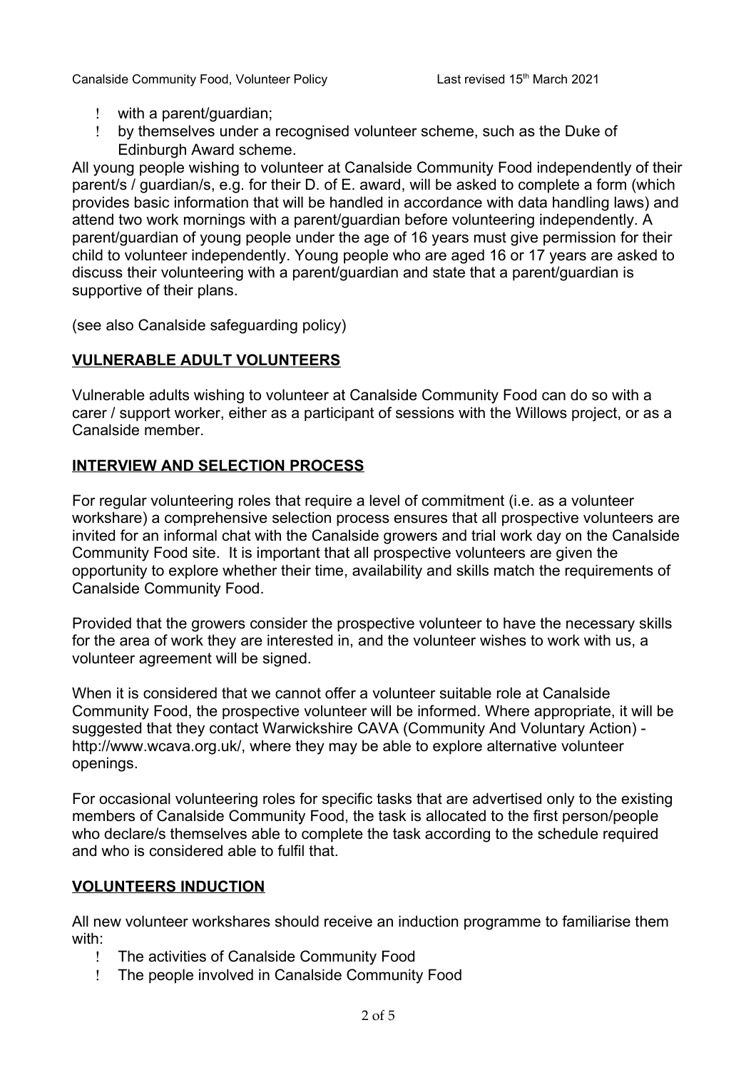- with a parent/guardian;
- by themselves under a recognised volunteer scheme, such as the Duke of Edinburgh Award scheme.

All young people wishing to volunteer at Canalside Community Food independently of their parent/s / guardian/s, e.g. for their D. of E. award, will be asked to complete a form (which provides basic information that will be handled in accordance with data handling laws) and attend two work mornings with a parent/guardian before volunteering independently. A parent/guardian of young people under the age of 16 years must give permission for their child to volunteer independently. Young people who are aged 16 or 17 years are asked to discuss their volunteering with a parent/guardian and state that a parent/guardian is supportive of their plans.

(see also Canalside safeguarding policy)

## VULNERABLE ADULT VOLUNTEERS

Vulnerable adults wishing to volunteer at Canalside Community Food can do so with a carer / support worker, either as a participant of sessions with the Willows project, or as a Canalside member.

## INTERVIEW AND SELECTION PROCESS

For regular volunteering roles that require a level of commitment (i.e. as a volunteer workshare) a comprehensive selection process ensures that all prospective volunteers are invited for an informal chat with the Canalside growers and trial work day on the Canalside Community Food site. It is important that all prospective volunteers are given the opportunity to explore whether their time, availability and skills match the requirements of Canalside Community Food.

Provided that the growers consider the prospective volunteer to have the necessary skills for the area of work they are interested in, and the volunteer wishes to work with us, a volunteer agreement will be signed.

When it is considered that we cannot offer a volunteer suitable role at Canalside Community Food, the prospective volunteer will be informed. Where appropriate, it will be suggested that they contact Warwickshire CAVA (Community And Voluntary Action) - http://www.wcava.org.uk/, where they may be able to explore alternative volunteer openings.

For occasional volunteering roles for specific tasks that are advertised only to the existing members of Canalside Community Food, the task is allocated to the first person/people who declare/s themselves able to complete the task according to the schedule required and who is considered able to fulfil that.

## VOLUNTEERS INDUCTION

All new volunteer workshares should receive an induction programme to familiarise them with:

- The activities of Canalside Community Food
- The people involved in Canalside Community Food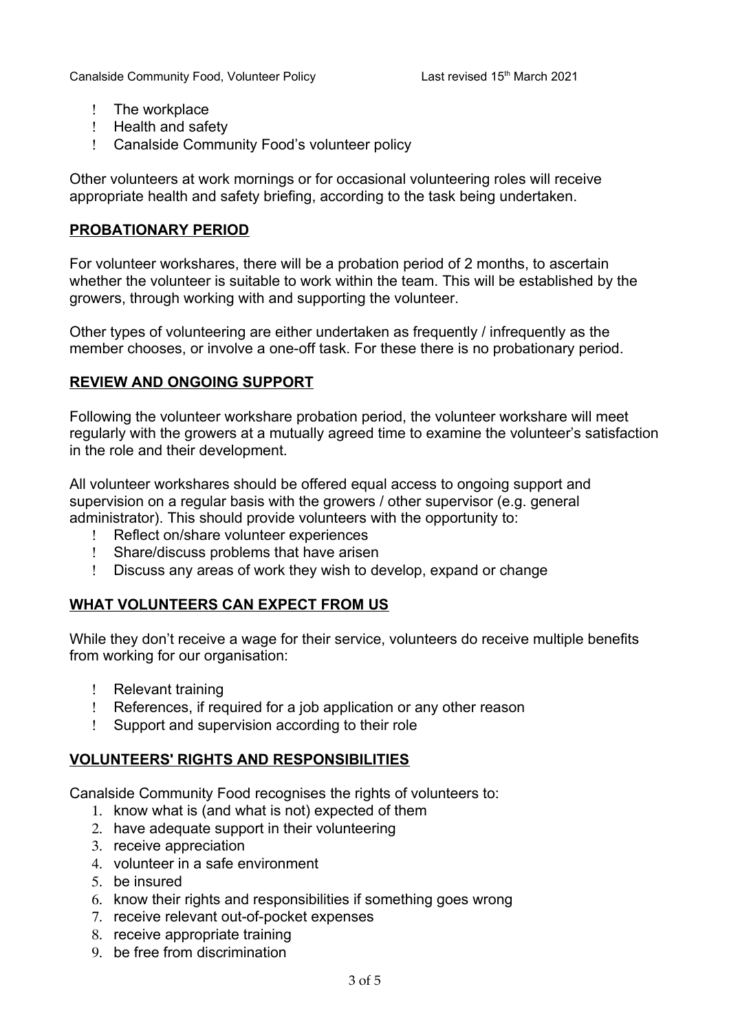- The workplace
- Health and safety
- Canalside Community Food's volunteer policy

Other volunteers at work mornings or for occasional volunteering roles will receive appropriate health and safety briefing, according to the task being undertaken.

## **PROBATIONARY PERIOD**

For volunteer workshares, there will be a probation period of 2 months, to ascertain whether the volunteer is suitable to work within the team. This will be established by the growers, through working with and supporting the volunteer.

Other types of volunteering are either undertaken as frequently / infrequently as the member chooses, or involve a one-off task. For these there is no probationary period.

## **REVIEW AND ONGOING SUPPORT**

Following the volunteer workshare probation period, the volunteer workshare will meet regularly with the growers at a mutually agreed time to examine the volunteer's satisfaction in the role and their development.

All volunteer workshares should be offered equal access to ongoing support and supervision on a regular basis with the growers / other supervisor (e.g. general administrator). This should provide volunteers with the opportunity to:

- Reflect on/share volunteer experiences
- Share/discuss problems that have arisen
- Discuss any areas of work they wish to develop, expand or change

## **WHAT VOLUNTEERS CAN EXPECT FROM US**

While they don't receive a wage for their service, volunteers do receive multiple benefits from working for our organisation:

- Relevant training
- References, if required for a job application or any other reason
- Support and supervision according to their role

## **VOLUNTEERS' RIGHTS AND RESPONSIBILITIES**

Canalside Community Food recognises the rights of volunteers to:

1. know what is (and what is not) expected of them
2. have adequate support in their volunteering
3. receive appreciation
4. volunteer in a safe environment
5. be insured
6. know their rights and responsibilities if something goes wrong
7. receive relevant out-of-pocket expenses
8. receive appropriate training
9. be free from discrimination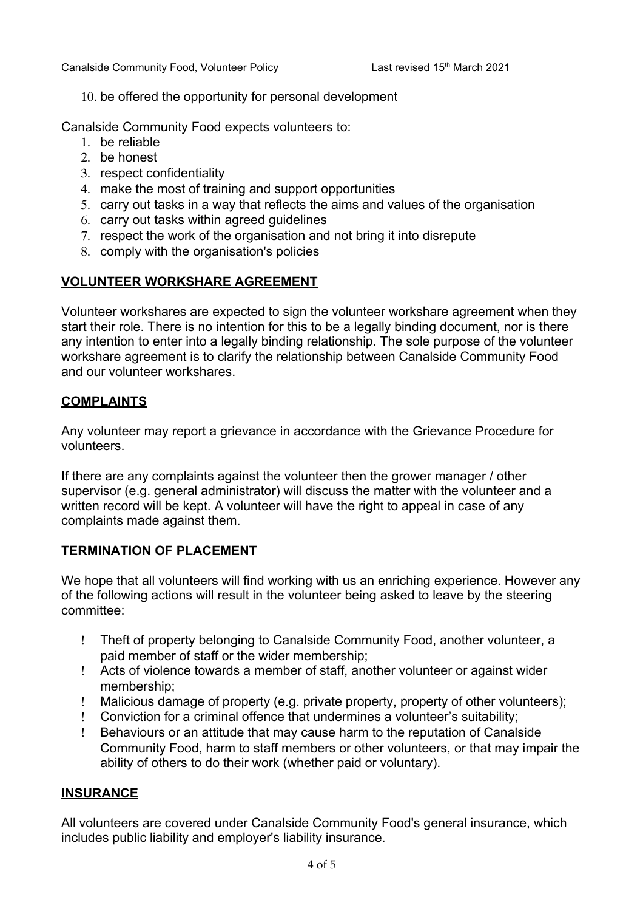10. be offered the opportunity for personal development

Canalside Community Food expects volunteers to:

1. be reliable
2. be honest
3. respect confidentiality
4. make the most of training and support opportunities
5. carry out tasks in a way that reflects the aims and values of the organisation
6. carry out tasks within agreed guidelines
7. respect the work of the organisation and not bring it into disrepute
8. comply with the organisation's policies

## VOLUNTEER WORKSHARE AGREEMENT

Volunteer workshares are expected to sign the volunteer workshare agreement when they start their role. There is no intention for this to be a legally binding document, nor is there any intention to enter into a legally binding relationship. The sole purpose of the volunteer workshare agreement is to clarify the relationship between Canalside Community Food and our volunteer workshares.

## COMPLAINTS

Any volunteer may report a grievance in accordance with the Grievance Procedure for volunteers.

If there are any complaints against the volunteer then the grower manager / other supervisor (e.g. general administrator) will discuss the matter with the volunteer and a written record will be kept. A volunteer will have the right to appeal in case of any complaints made against them.

## TERMINATION OF PLACEMENT

We hope that all volunteers will find working with us an enriching experience. However any of the following actions will result in the volunteer being asked to leave by the steering committee:

- Theft of property belonging to Canalside Community Food, another volunteer, a paid member of staff or the wider membership;
- Acts of violence towards a member of staff, another volunteer or against wider membership;
- Malicious damage of property (e.g. private property, property of other volunteers);
- Conviction for a criminal offence that undermines a volunteer's suitability;
- Behaviours or an attitude that may cause harm to the reputation of Canalside Community Food, harm to staff members or other volunteers, or that may impair the ability of others to do their work (whether paid or voluntary).

## INSURANCE

All volunteers are covered under Canalside Community Food's general insurance, which includes public liability and employer's liability insurance.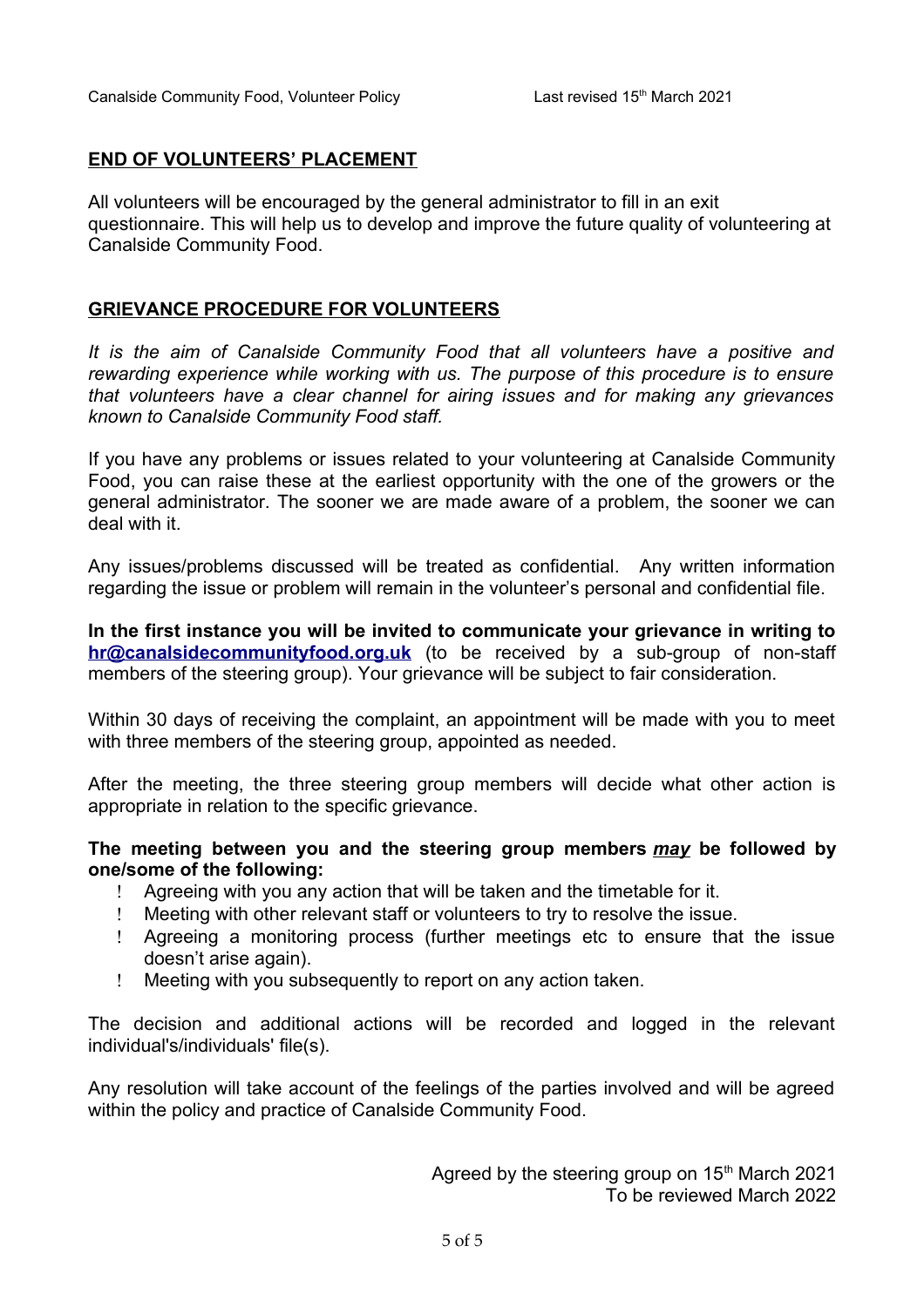## END OF VOLUNTEERS' PLACEMENT

All volunteers will be encouraged by the general administrator to fill in an exit questionnaire. This will help us to develop and improve the future quality of volunteering at Canalside Community Food.

## GRIEVANCE PROCEDURE FOR VOLUNTEERS

*It is the aim of Canalside Community Food that all volunteers have a positive and rewarding experience while working with us. The purpose of this procedure is to ensure that volunteers have a clear channel for airing issues and for making any grievances known to Canalside Community Food staff.*

If you have any problems or issues related to your volunteering at Canalside Community Food, you can raise these at the earliest opportunity with the one of the growers or the general administrator. The sooner we are made aware of a problem, the sooner we can deal with it.

Any issues/problems discussed will be treated as confidential. Any written information regarding the issue or problem will remain in the volunteer's personal and confidential file.

**In the first instance you will be invited to communicate your grievance in writing to hr@canalsidecommunityfood.org.uk** (to be received by a sub-group of non-staff members of the steering group). Your grievance will be subject to fair consideration.

Within 30 days of receiving the complaint, an appointment will be made with you to meet with three members of the steering group, appointed as needed.

After the meeting, the three steering group members will decide what other action is appropriate in relation to the specific grievance.

**The meeting between you and the steering group members *may* be followed by one/some of the following:**

- Agreeing with you any action that will be taken and the timetable for it.
- Meeting with other relevant staff or volunteers to try to resolve the issue.
- Agreeing a monitoring process (further meetings etc to ensure that the issue doesn't arise again).
- Meeting with you subsequently to report on any action taken.

The decision and additional actions will be recorded and logged in the relevant individual's/individuals' file(s).

Any resolution will take account of the feelings of the parties involved and will be agreed within the policy and practice of Canalside Community Food.

Agreed by the steering group on 15th March 2021
To be reviewed March 2022